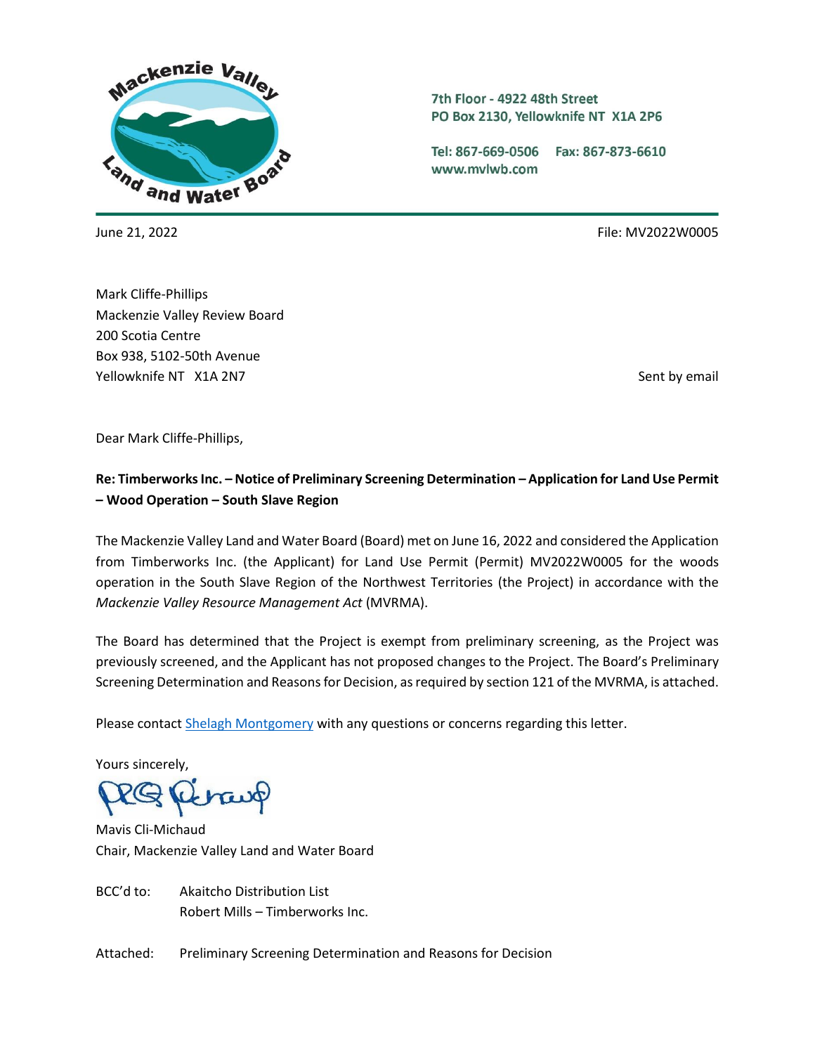7th Floor - 4922 48th Street
PO Box 2130, Yellowknife NT X1A 2P6

Tel: 867-669-0506 Fax: 867-873-6610
www.mvlwb.com

June 21, 2022

File: MV2022W0005

Mark Cliffe-Phillips
Mackenzie Valley Review Board
200 Scotia Centre
Box 938, 5102-50th Avenue
Yellowknife NT X1A 2N7

Sent by email

Dear Mark Cliffe-Phillips,

**Re: Timberworks Inc. – Notice of Preliminary Screening Determination – Application for Land Use Permit – Wood Operation – South Slave Region**

The Mackenzie Valley Land and Water Board (Board) met on June 16, 2022 and considered the Application from Timberworks Inc. (the Applicant) for Land Use Permit (Permit) MV2022W0005 for the woods operation in the South Slave Region of the Northwest Territories (the Project) in accordance with the *Mackenzie Valley Resource Management Act* (MVRMA).

The Board has determined that the Project is exempt from preliminary screening, as the Project was previously screened, and the Applicant has not proposed changes to the Project. The Board's Preliminary Screening Determination and Reasons for Decision, as required by section 121 of the MVRMA, is attached.

Please contact Shelagh Montgomery with any questions or concerns regarding this letter.

Yours sincerely,

Mavis Cli-Michaud
Chair, Mackenzie Valley Land and Water Board

BCC'd to: Akaitcho Distribution List
Robert Mills – Timberworks Inc.

Attached: Preliminary Screening Determination and Reasons for Decision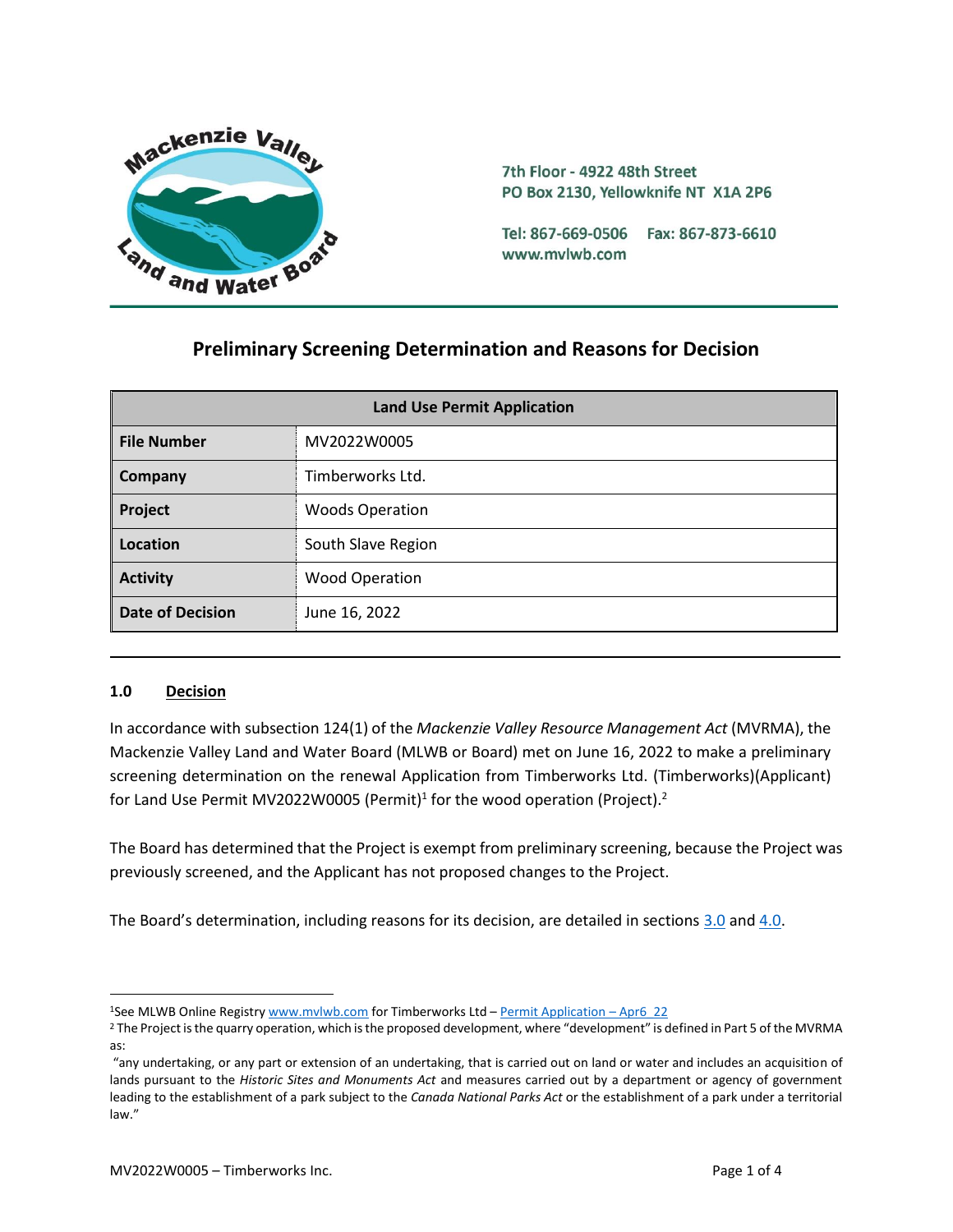Mackenzie Valley Land and Water Board

7th Floor - 4922 48th Street
PO Box 2130, Yellowknife NT X1A 2P6

Tel: 867-669-0506 Fax: 867-873-6610
www.mvlwb.com

## Preliminary Screening Determination and Reasons for Decision

| Land Use Permit Application | |
|---|---|
| **File Number** | MV2022W0005 |
| **Company** | Timberworks Ltd. |
| **Project** | Woods Operation |
| **Location** | South Slave Region |
| **Activity** | Wood Operation |
| **Date of Decision** | June 16, 2022 |

### 1.0 Decision

In accordance with subsection 124(1) of the *Mackenzie Valley Resource Management Act* (MVRMA), the Mackenzie Valley Land and Water Board (MLWB or Board) met on June 16, 2022 to make a preliminary screening determination on the renewal Application from Timberworks Ltd. (Timberworks)(Applicant) for Land Use Permit MV2022W0005 (Permit)[1] for the wood operation (Project).[2]

The Board has determined that the Project is exempt from preliminary screening, because the Project was previously screened, and the Applicant has not proposed changes to the Project.

The Board's determination, including reasons for its decision, are detailed in sections 3.0 and 4.0.

[1]See MLWB Online Registry www.mvlwb.com for Timberworks Ltd – Permit Application – Apr6_22

[2] The Project is the quarry operation, which is the proposed development, where "development" is defined in Part 5 of the MVRMA as:

"any undertaking, or any part or extension of an undertaking, that is carried out on land or water and includes an acquisition of lands pursuant to the *Historic Sites and Monuments Act* and measures carried out by a department or agency of government leading to the establishment of a park subject to the *Canada National Parks Act* or the establishment of a park under a territorial law."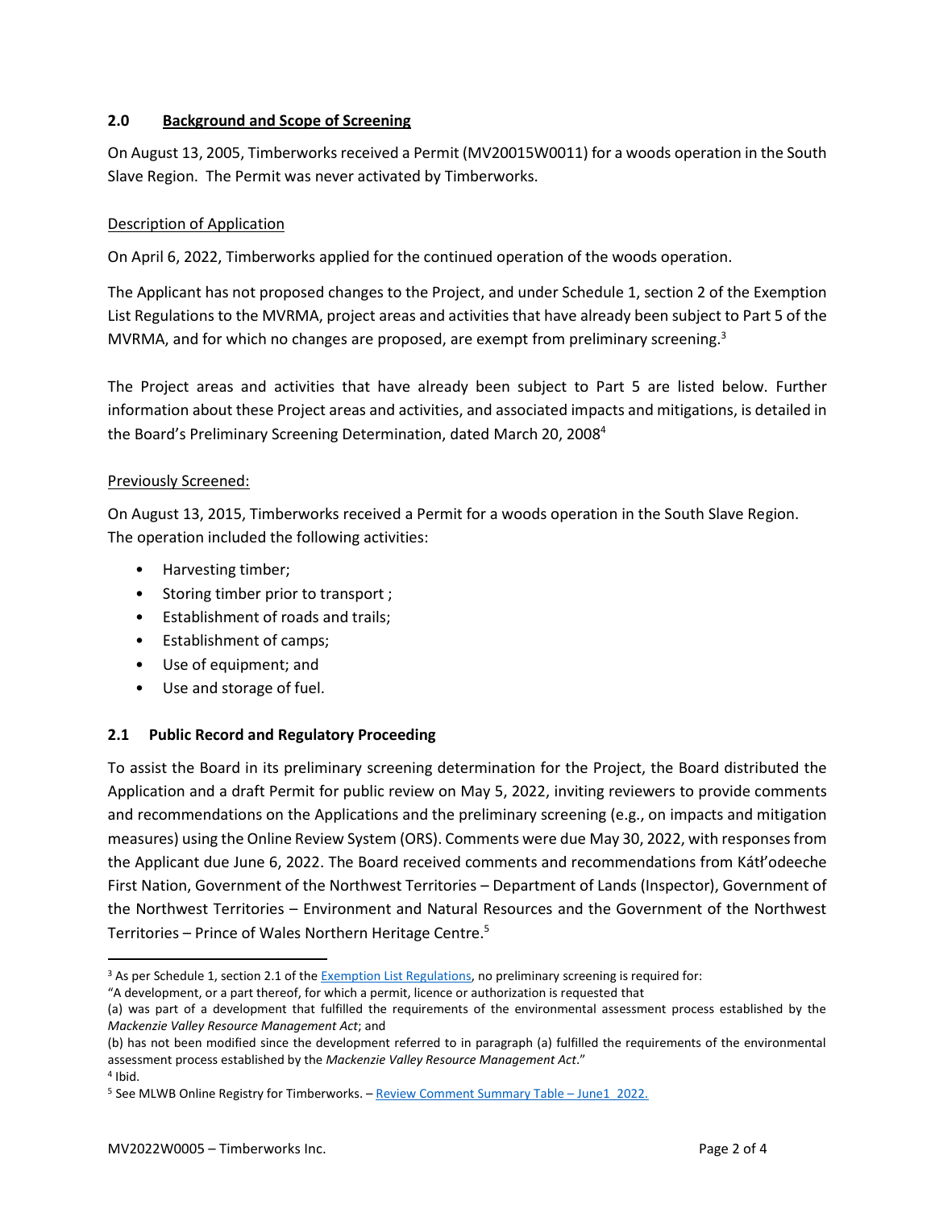## 2.0 Background and Scope of Screening

On August 13, 2005, Timberworks received a Permit (MV20015W0011) for a woods operation in the South Slave Region. The Permit was never activated by Timberworks.

Description of Application

On April 6, 2022, Timberworks applied for the continued operation of the woods operation.

The Applicant has not proposed changes to the Project, and under Schedule 1, section 2 of the Exemption List Regulations to the MVRMA, project areas and activities that have already been subject to Part 5 of the MVRMA, and for which no changes are proposed, are exempt from preliminary screening.[3]

The Project areas and activities that have already been subject to Part 5 are listed below. Further information about these Project areas and activities, and associated impacts and mitigations, is detailed in the Board's Preliminary Screening Determination, dated March 20, 2008[4]

Previously Screened:

On August 13, 2015, Timberworks received a Permit for a woods operation in the South Slave Region. The operation included the following activities:

- Harvesting timber;
- Storing timber prior to transport ;
- Establishment of roads and trails;
- Establishment of camps;
- Use of equipment; and
- Use and storage of fuel.

### 2.1 Public Record and Regulatory Proceeding

To assist the Board in its preliminary screening determination for the Project, the Board distributed the Application and a draft Permit for public review on May 5, 2022, inviting reviewers to provide comments and recommendations on the Applications and the preliminary screening (e.g., on impacts and mitigation measures) using the Online Review System (ORS). Comments were due May 30, 2022, with responses from the Applicant due June 6, 2022. The Board received comments and recommendations from Kátł'odeeche First Nation, Government of the Northwest Territories – Department of Lands (Inspector), Government of the Northwest Territories – Environment and Natural Resources and the Government of the Northwest Territories – Prince of Wales Northern Heritage Centre.[5]

---

[3] As per Schedule 1, section 2.1 of the Exemption List Regulations, no preliminary screening is required for:

"A development, or a part thereof, for which a permit, licence or authorization is requested that

(a) was part of a development that fulfilled the requirements of the environmental assessment process established by the *Mackenzie Valley Resource Management Act*; and

(b) has not been modified since the development referred to in paragraph (a) fulfilled the requirements of the environmental assessment process established by the *Mackenzie Valley Resource Management Act*."

[4] Ibid.

[5] See MLWB Online Registry for Timberworks. – Review Comment Summary Table – June1 2022.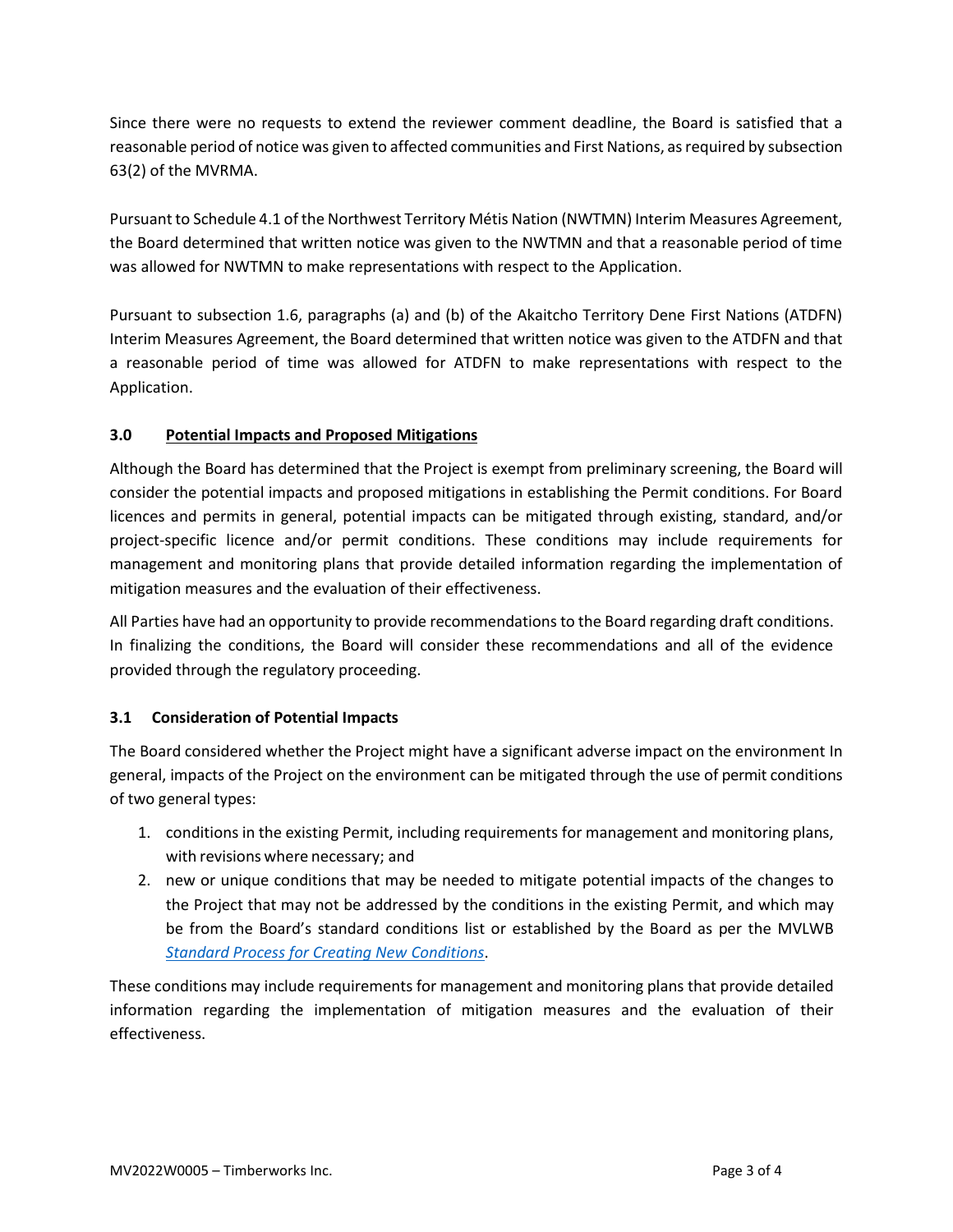Since there were no requests to extend the reviewer comment deadline, the Board is satisfied that a reasonable period of notice was given to affected communities and First Nations, as required by subsection 63(2) of the MVRMA.

Pursuant to Schedule 4.1 of the Northwest Territory Métis Nation (NWTMN) Interim Measures Agreement, the Board determined that written notice was given to the NWTMN and that a reasonable period of time was allowed for NWTMN to make representations with respect to the Application.

Pursuant to subsection 1.6, paragraphs (a) and (b) of the Akaitcho Territory Dene First Nations (ATDFN) Interim Measures Agreement, the Board determined that written notice was given to the ATDFN and that a reasonable period of time was allowed for ATDFN to make representations with respect to the Application.

## 3.0 Potential Impacts and Proposed Mitigations

Although the Board has determined that the Project is exempt from preliminary screening, the Board will consider the potential impacts and proposed mitigations in establishing the Permit conditions. For Board licences and permits in general, potential impacts can be mitigated through existing, standard, and/or project-specific licence and/or permit conditions. These conditions may include requirements for management and monitoring plans that provide detailed information regarding the implementation of mitigation measures and the evaluation of their effectiveness.

All Parties have had an opportunity to provide recommendations to the Board regarding draft conditions. In finalizing the conditions, the Board will consider these recommendations and all of the evidence provided through the regulatory proceeding.

### 3.1 Consideration of Potential Impacts

The Board considered whether the Project might have a significant adverse impact on the environment In general, impacts of the Project on the environment can be mitigated through the use of permit conditions of two general types:

1. conditions in the existing Permit, including requirements for management and monitoring plans, with revisions where necessary; and
2. new or unique conditions that may be needed to mitigate potential impacts of the changes to the Project that may not be addressed by the conditions in the existing Permit, and which may be from the Board's standard conditions list or established by the Board as per the MVLWB *Standard Process for Creating New Conditions*.

These conditions may include requirements for management and monitoring plans that provide detailed information regarding the implementation of mitigation measures and the evaluation of their effectiveness.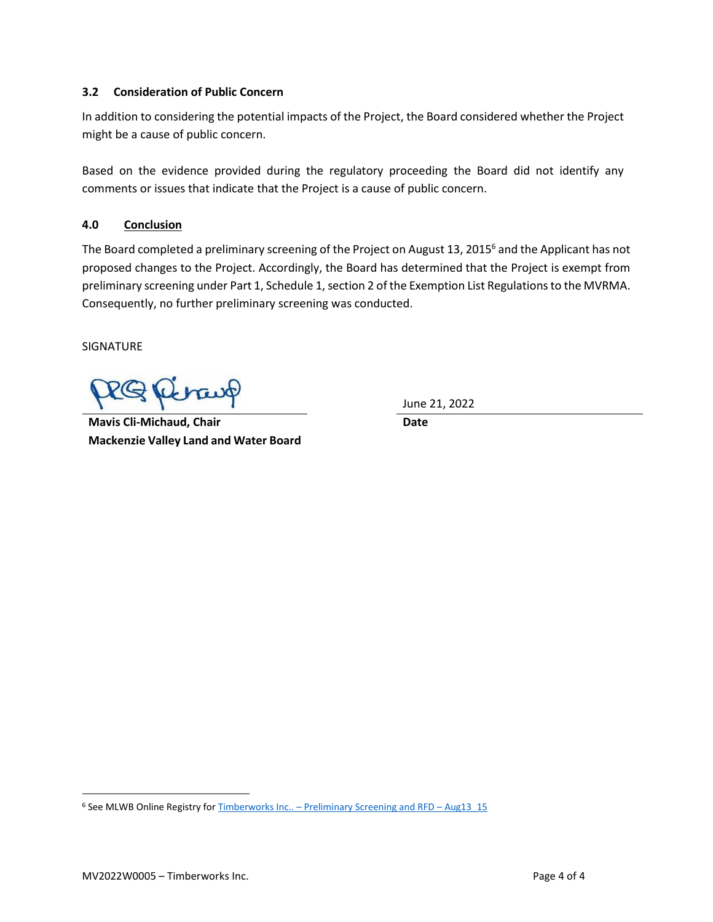### 3.2 Consideration of Public Concern

In addition to considering the potential impacts of the Project, the Board considered whether the Project might be a cause of public concern.

Based on the evidence provided during the regulatory proceeding the Board did not identify any comments or issues that indicate that the Project is a cause of public concern.

### 4.0 Conclusion

The Board completed a preliminary screening of the Project on August 13, 2015[6] and the Applicant has not proposed changes to the Project. Accordingly, the Board has determined that the Project is exempt from preliminary screening under Part 1, Schedule 1, section 2 of the Exemption List Regulations to the MVRMA. Consequently, no further preliminary screening was conducted.

SIGNATURE

**Mavis Cli-Michaud, Chair**
**Mackenzie Valley Land and Water Board**

June 21, 2022
**Date**

---

[6] See MLWB Online Registry for Timberworks Inc.. – Preliminary Screening and RFD – Aug13_15